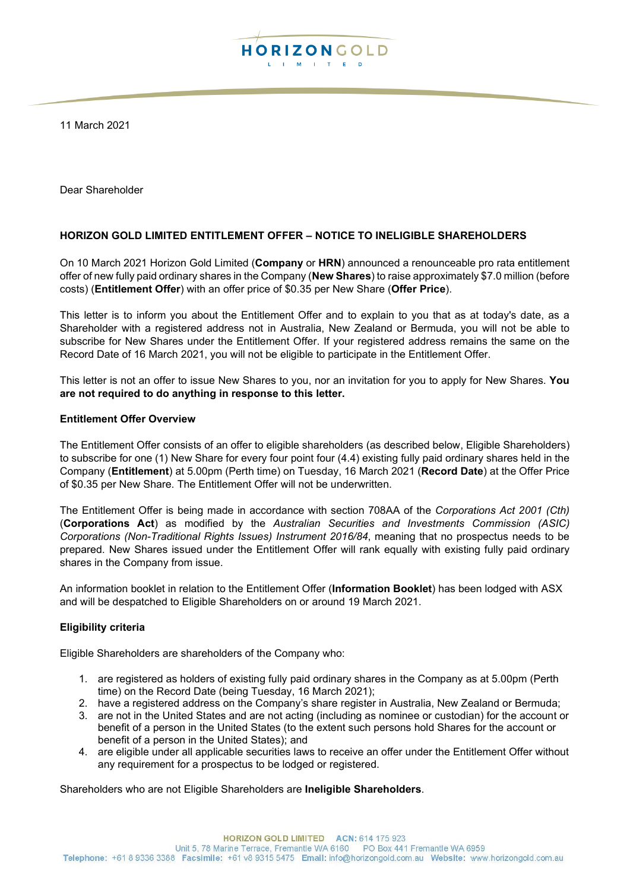11 March 2021

Dear Shareholder

**HORIZON GOLD LIMITED ENTITLEMENT OFFER – NOTICE TO INELIGIBLE SHAREHOLDERS**

On 10 March 2021 Horizon Gold Limited (**Company** or **HRN**) announced a renounceable pro rata entitlement offer of new fully paid ordinary shares in the Company (**New Shares**) to raise approximately $7.0 million (before costs) (**Entitlement Offer**) with an offer price of $0.35 per New Share (**Offer Price**).

This letter is to inform you about the Entitlement Offer and to explain to you that as at today's date, as a Shareholder with a registered address not in Australia, New Zealand or Bermuda, you will not be able to subscribe for New Shares under the Entitlement Offer. If your registered address remains the same on the Record Date of 16 March 2021, you will not be eligible to participate in the Entitlement Offer.

This letter is not an offer to issue New Shares to you, nor an invitation for you to apply for New Shares. **You are not required to do anything in response to this letter.**

**Entitlement Offer Overview**

The Entitlement Offer consists of an offer to eligible shareholders (as described below, Eligible Shareholders) to subscribe for one (1) New Share for every four point four (4.4) existing fully paid ordinary shares held in the Company (**Entitlement**) at 5.00pm (Perth time) on Tuesday, 16 March 2021 (**Record Date**) at the Offer Price of $0.35 per New Share. The Entitlement Offer will not be underwritten.

The Entitlement Offer is being made in accordance with section 708AA of the *Corporations Act 2001 (Cth)* (**Corporations Act**) as modified by the *Australian Securities and Investments Commission (ASIC) Corporations (Non-Traditional Rights Issues) Instrument 2016/84*, meaning that no prospectus needs to be prepared. New Shares issued under the Entitlement Offer will rank equally with existing fully paid ordinary shares in the Company from issue.

An information booklet in relation to the Entitlement Offer (**Information Booklet**) has been lodged with ASX and will be despatched to Eligible Shareholders on or around 19 March 2021.

**Eligibility criteria**

Eligible Shareholders are shareholders of the Company who:

1. are registered as holders of existing fully paid ordinary shares in the Company as at 5.00pm (Perth time) on the Record Date (being Tuesday, 16 March 2021);
2. have a registered address on the Company's share register in Australia, New Zealand or Bermuda;
3. are not in the United States and are not acting (including as nominee or custodian) for the account or benefit of a person in the United States (to the extent such persons hold Shares for the account or benefit of a person in the United States); and
4. are eligible under all applicable securities laws to receive an offer under the Entitlement Offer without any requirement for a prospectus to be lodged or registered.

Shareholders who are not Eligible Shareholders are **Ineligible Shareholders**.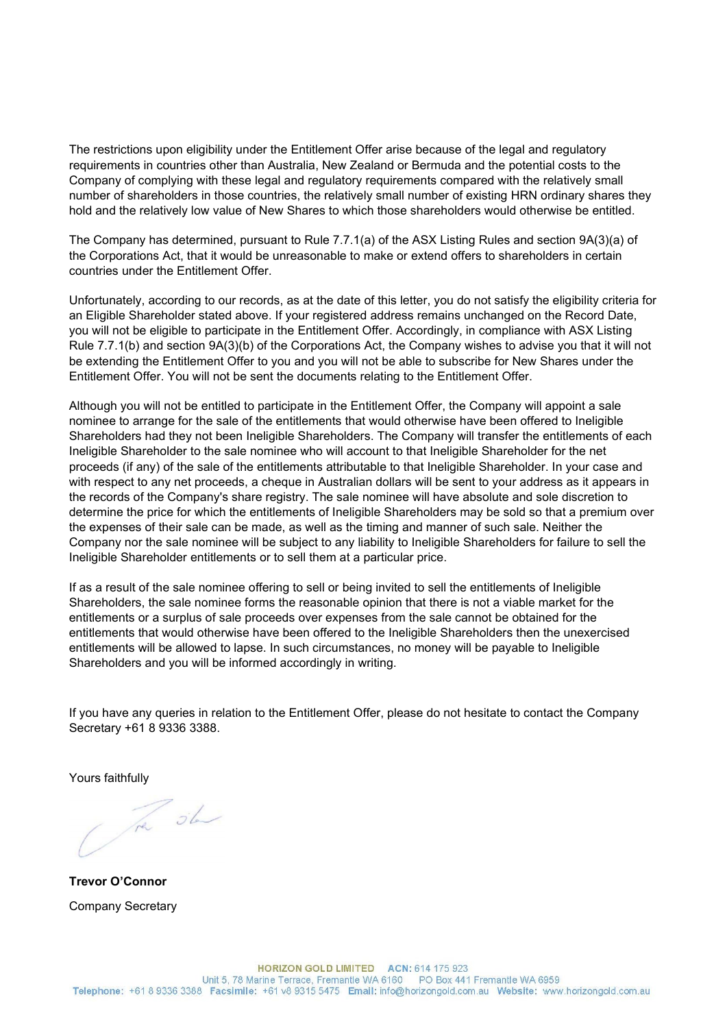The restrictions upon eligibility under the Entitlement Offer arise because of the legal and regulatory requirements in countries other than Australia, New Zealand or Bermuda and the potential costs to the Company of complying with these legal and regulatory requirements compared with the relatively small number of shareholders in those countries, the relatively small number of existing HRN ordinary shares they hold and the relatively low value of New Shares to which those shareholders would otherwise be entitled.

The Company has determined, pursuant to Rule 7.7.1(a) of the ASX Listing Rules and section 9A(3)(a) of the Corporations Act, that it would be unreasonable to make or extend offers to shareholders in certain countries under the Entitlement Offer.

Unfortunately, according to our records, as at the date of this letter, you do not satisfy the eligibility criteria for an Eligible Shareholder stated above. If your registered address remains unchanged on the Record Date, you will not be eligible to participate in the Entitlement Offer. Accordingly, in compliance with ASX Listing Rule 7.7.1(b) and section 9A(3)(b) of the Corporations Act, the Company wishes to advise you that it will not be extending the Entitlement Offer to you and you will not be able to subscribe for New Shares under the Entitlement Offer. You will not be sent the documents relating to the Entitlement Offer.

Although you will not be entitled to participate in the Entitlement Offer, the Company will appoint a sale nominee to arrange for the sale of the entitlements that would otherwise have been offered to Ineligible Shareholders had they not been Ineligible Shareholders. The Company will transfer the entitlements of each Ineligible Shareholder to the sale nominee who will account to that Ineligible Shareholder for the net proceeds (if any) of the sale of the entitlements attributable to that Ineligible Shareholder. In your case and with respect to any net proceeds, a cheque in Australian dollars will be sent to your address as it appears in the records of the Company's share registry. The sale nominee will have absolute and sole discretion to determine the price for which the entitlements of Ineligible Shareholders may be sold so that a premium over the expenses of their sale can be made, as well as the timing and manner of such sale. Neither the Company nor the sale nominee will be subject to any liability to Ineligible Shareholders for failure to sell the Ineligible Shareholder entitlements or to sell them at a particular price.

If as a result of the sale nominee offering to sell or being invited to sell the entitlements of Ineligible Shareholders, the sale nominee forms the reasonable opinion that there is not a viable market for the entitlements or a surplus of sale proceeds over expenses from the sale cannot be obtained for the entitlements that would otherwise have been offered to the Ineligible Shareholders then the unexercised entitlements will be allowed to lapse. In such circumstances, no money will be payable to Ineligible Shareholders and you will be informed accordingly in writing.

If you have any queries in relation to the Entitlement Offer, please do not hesitate to contact the Company Secretary +61 8 9336 3388.

Yours faithfully

**Trevor O'Connor**

Company Secretary

HORIZON GOLD LIMITED ACN: 614 175 923
Unit 5, 78 Marine Terrace, Fremantle WA 6160 PO Box 441 Fremantle WA 6959
Telephone: +61 8 9336 3388 Facsimile: +61 v8 9315 5475 Email: info@horizongold.com.au Website: www.horizongold.com.au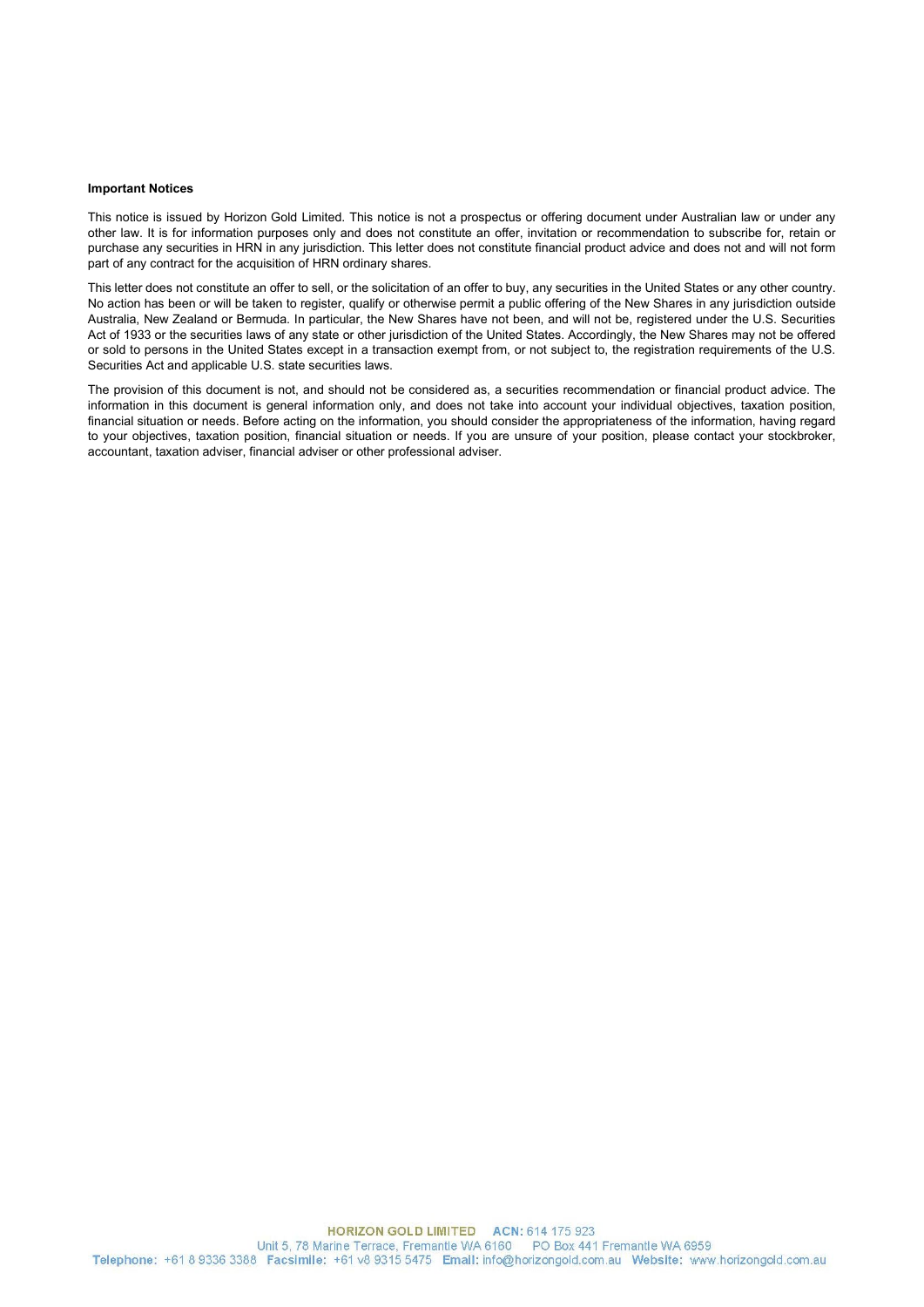**Important Notices**

This notice is issued by Horizon Gold Limited. This notice is not a prospectus or offering document under Australian law or under any other law. It is for information purposes only and does not constitute an offer, invitation or recommendation to subscribe for, retain or purchase any securities in HRN in any jurisdiction. This letter does not constitute financial product advice and does not and will not form part of any contract for the acquisition of HRN ordinary shares.

This letter does not constitute an offer to sell, or the solicitation of an offer to buy, any securities in the United States or any other country. No action has been or will be taken to register, qualify or otherwise permit a public offering of the New Shares in any jurisdiction outside Australia, New Zealand or Bermuda. In particular, the New Shares have not been, and will not be, registered under the U.S. Securities Act of 1933 or the securities laws of any state or other jurisdiction of the United States. Accordingly, the New Shares may not be offered or sold to persons in the United States except in a transaction exempt from, or not subject to, the registration requirements of the U.S. Securities Act and applicable U.S. state securities laws.

The provision of this document is not, and should not be considered as, a securities recommendation or financial product advice. The information in this document is general information only, and does not take into account your individual objectives, taxation position, financial situation or needs. Before acting on the information, you should consider the appropriateness of the information, having regard to your objectives, taxation position, financial situation or needs. If you are unsure of your position, please contact your stockbroker, accountant, taxation adviser, financial adviser or other professional adviser.

HORIZON GOLD LIMITED **ACN:** 614 175 923
Unit 5, 78 Marine Terrace, Fremantle WA 6160 PO Box 441 Fremantle WA 6959
**Telephone:** +61 8 9336 3388 **Facsimile:** +61 v8 9315 5475 **Email:** info@horizongold.com.au **Website:** www.horizongold.com.au